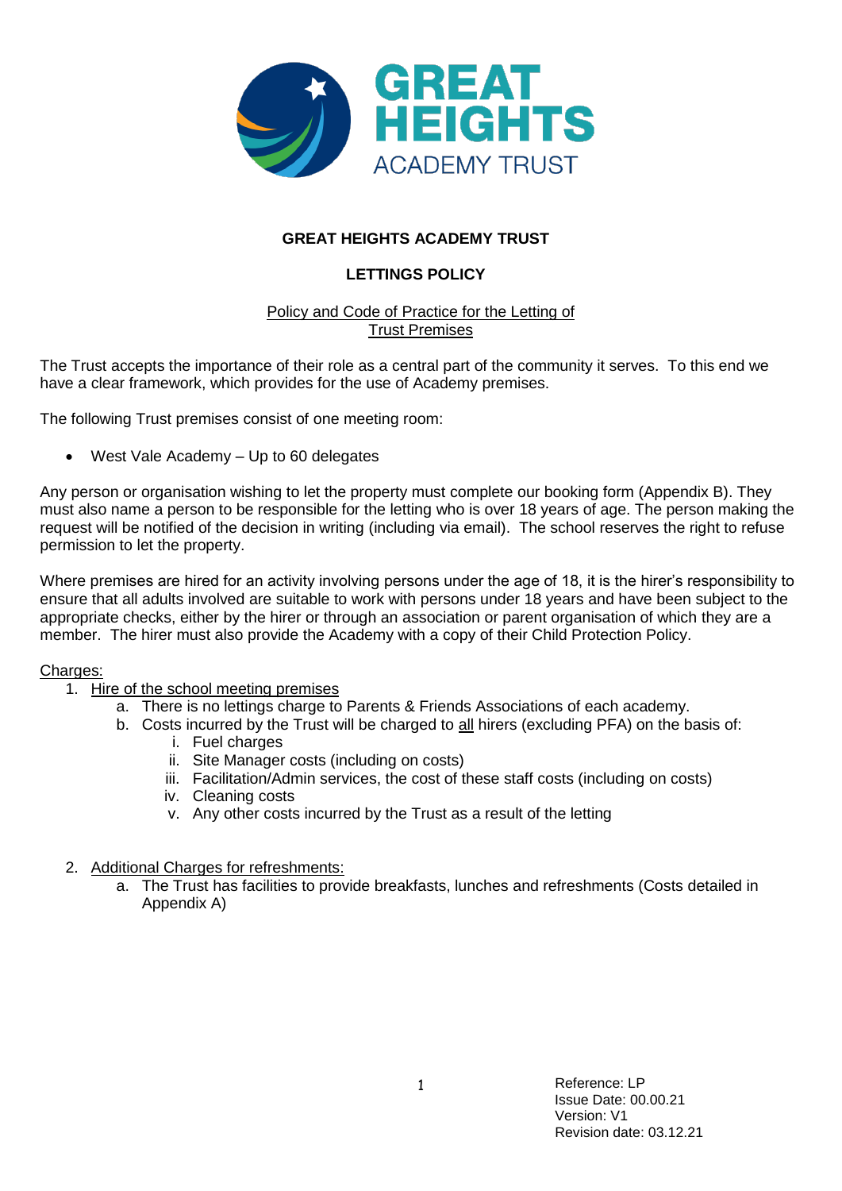# GREAT HEIGHTS ACADEMY TRUST

## LETTINGS POLICY

### Policy and Code of Practice for the Letting of Trust Premises

The Trust accepts the importance of their role as a central part of the community it serves. To this end we have a clear framework, which provides for the use of Academy premises.

The following Trust premises consist of one meeting room:

- West Vale Academy – Up to 60 delegates

Any person or organisation wishing to let the property must complete our booking form (Appendix B). They must also name a person to be responsible for the letting who is over 18 years of age. The person making the request will be notified of the decision in writing (including via email). The school reserves the right to refuse permission to let the property.

Where premises are hired for an activity involving persons under the age of 18, it is the hirer's responsibility to ensure that all adults involved are suitable to work with persons under 18 years and have been subject to the appropriate checks, either by the hirer or through an association or parent organisation of which they are a member. The hirer must also provide the Academy with a copy of their Child Protection Policy.

Charges:

1. Hire of the school meeting premises
   a. There is no lettings charge to Parents & Friends Associations of each academy.
   b. Costs incurred by the Trust will be charged to all hirers (excluding PFA) on the basis of:
      i. Fuel charges
      ii. Site Manager costs (including on costs)
      iii. Facilitation/Admin services, the cost of these staff costs (including on costs)
      iv. Cleaning costs
      v. Any other costs incurred by the Trust as a result of the letting

2. Additional Charges for refreshments:
   a. The Trust has facilities to provide breakfasts, lunches and refreshments (Costs detailed in Appendix A)

Reference: LP
Issue Date: 00.00.21
Version: V1
Revision date: 03.12.21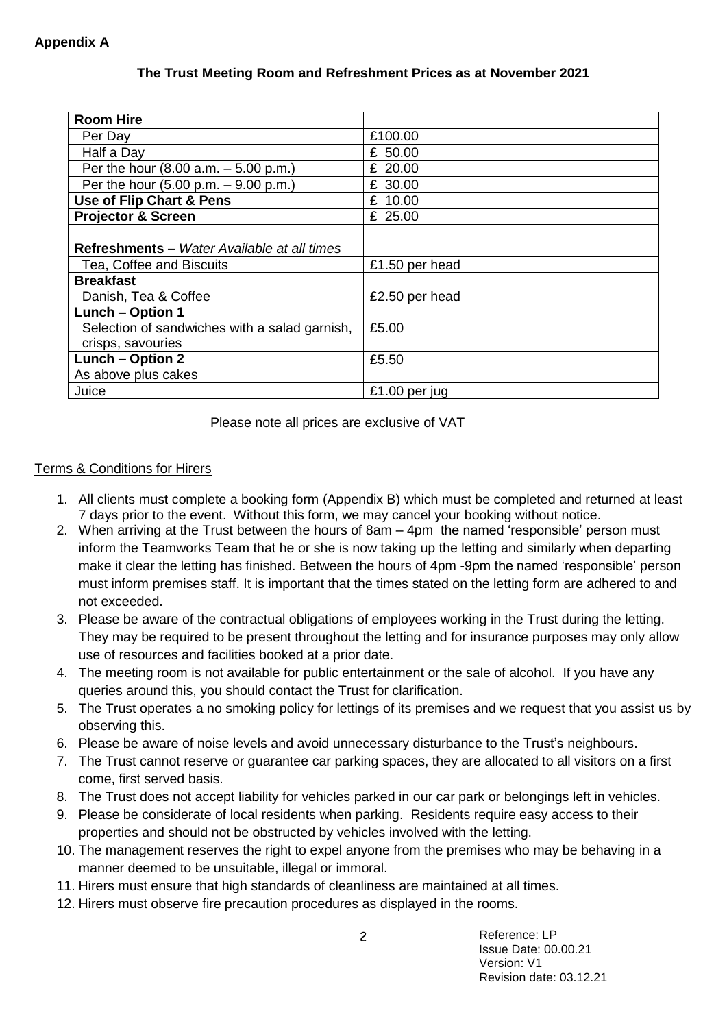**Appendix A**

**The Trust Meeting Room and Refreshment Prices as at November 2021**

| **Room Hire** | |
|---|---|
| Per Day | £100.00 |
| Half a Day | £ 50.00 |
| Per the hour (8.00 a.m. – 5.00 p.m.) | £ 20.00 |
| Per the hour (5.00 p.m. – 9.00 p.m.) | £ 30.00 |
| **Use of Flip Chart & Pens** | £ 10.00 |
| **Projector & Screen** | £ 25.00 |
| | |
| **Refreshments –** *Water Available at all times* | |
| Tea, Coffee and Biscuits | £1.50 per head |
| **Breakfast** Danish, Tea & Coffee | £2.50 per head |
| **Lunch – Option 1** Selection of sandwiches with a salad garnish, crisps, savouries | £5.00 |
| **Lunch – Option 2** As above plus cakes | £5.50 |
| Juice | £1.00 per jug |

Please note all prices are exclusive of VAT

Terms & Conditions for Hirers

1. All clients must complete a booking form (Appendix B) which must be completed and returned at least 7 days prior to the event. Without this form, we may cancel your booking without notice.
2. When arriving at the Trust between the hours of 8am – 4pm the named 'responsible' person must inform the Teamworks Team that he or she is now taking up the letting and similarly when departing make it clear the letting has finished. Between the hours of 4pm -9pm the named 'responsible' person must inform premises staff. It is important that the times stated on the letting form are adhered to and not exceeded.
3. Please be aware of the contractual obligations of employees working in the Trust during the letting. They may be required to be present throughout the letting and for insurance purposes may only allow use of resources and facilities booked at a prior date.
4. The meeting room is not available for public entertainment or the sale of alcohol. If you have any queries around this, you should contact the Trust for clarification.
5. The Trust operates a no smoking policy for lettings of its premises and we request that you assist us by observing this.
6. Please be aware of noise levels and avoid unnecessary disturbance to the Trust's neighbours.
7. The Trust cannot reserve or guarantee car parking spaces, they are allocated to all visitors on a first come, first served basis.
8. The Trust does not accept liability for vehicles parked in our car park or belongings left in vehicles.
9. Please be considerate of local residents when parking. Residents require easy access to their properties and should not be obstructed by vehicles involved with the letting.
10. The management reserves the right to expel anyone from the premises who may be behaving in a manner deemed to be unsuitable, illegal or immoral.
11. Hirers must ensure that high standards of cleanliness are maintained at all times.
12. Hirers must observe fire precaution procedures as displayed in the rooms.

Reference: LP
Issue Date: 00.00.21
Version: V1
Revision date: 03.12.21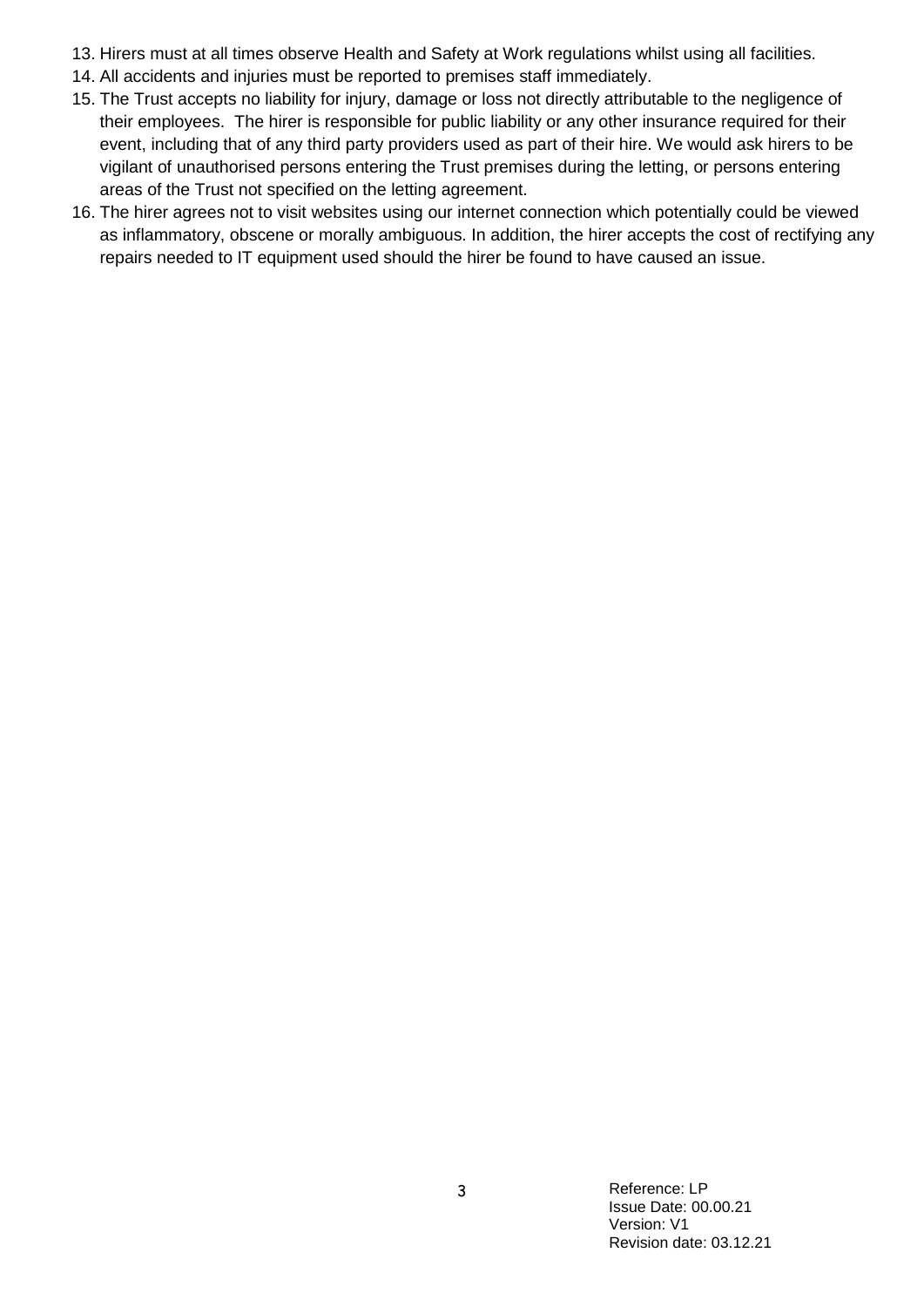13. Hirers must at all times observe Health and Safety at Work regulations whilst using all facilities.
14. All accidents and injuries must be reported to premises staff immediately.
15. The Trust accepts no liability for injury, damage or loss not directly attributable to the negligence of their employees. The hirer is responsible for public liability or any other insurance required for their event, including that of any third party providers used as part of their hire. We would ask hirers to be vigilant of unauthorised persons entering the Trust premises during the letting, or persons entering areas of the Trust not specified on the letting agreement.
16. The hirer agrees not to visit websites using our internet connection which potentially could be viewed as inflammatory, obscene or morally ambiguous. In addition, the hirer accepts the cost of rectifying any repairs needed to IT equipment used should the hirer be found to have caused an issue.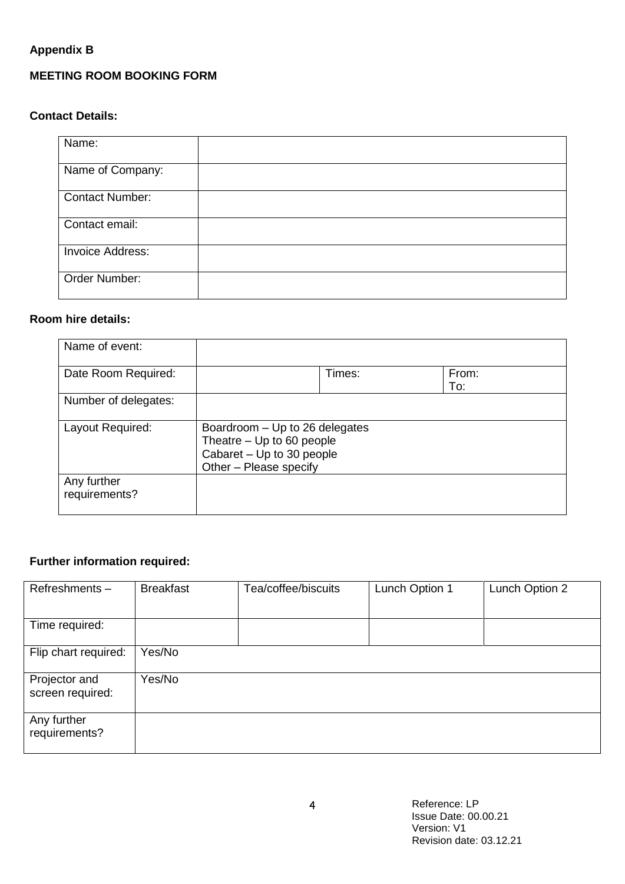**Appendix B**

**MEETING ROOM BOOKING FORM**

**Contact Details:**

| Name: | |
|---|---|
| Name of Company: | |
| Contact Number: | |
| Contact email: | |
| Invoice Address: | |
| Order Number: | |

**Room hire details:**

| Name of event: | | | |
|---|---|---|---|
| Date Room Required: | | Times: | From:<br>To: |
| Number of delegates: | | | |
| Layout Required: | Boardroom – Up to 26 delegates<br>Theatre – Up to 60 people<br>Cabaret – Up to 30 people<br>Other – Please specify | | |
| Any further requirements? | | | |

**Further information required:**

| Refreshments – | Breakfast | Tea/coffee/biscuits | Lunch Option 1 | Lunch Option 2 |
|---|---|---|---|---|
| Time required: | | | | |
| Flip chart required: | Yes/No | | | |
| Projector and screen required: | Yes/No | | | |
| Any further requirements? | | | | |

Reference: LP
Issue Date: 00.00.21
Version: V1
Revision date: 03.12.21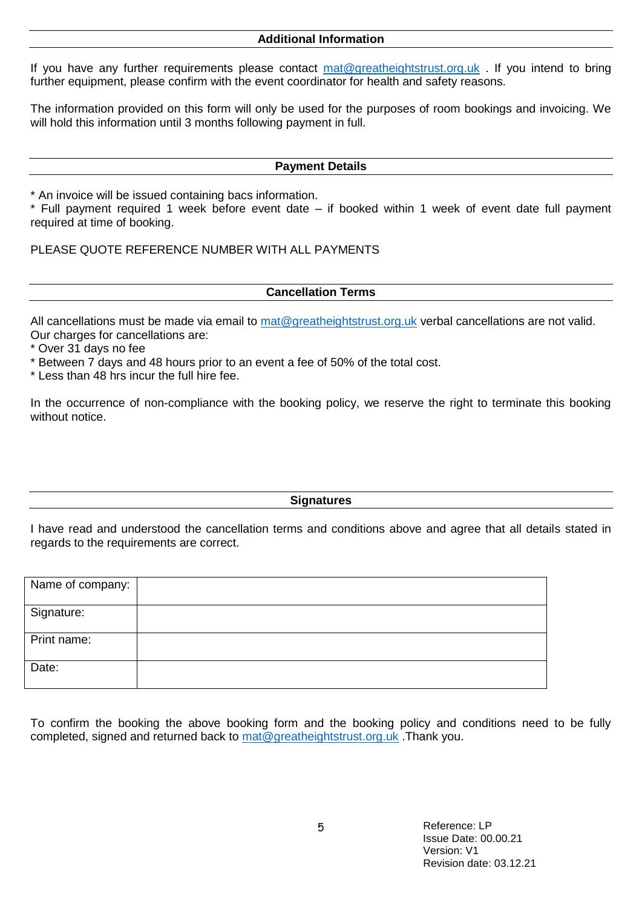## Additional Information

If you have any further requirements please contact mat@greatheightstrust.org.uk . If you intend to bring further equipment, please confirm with the event coordinator for health and safety reasons.

The information provided on this form will only be used for the purposes of room bookings and invoicing. We will hold this information until 3 months following payment in full.

## Payment Details

* An invoice will be issued containing bacs information.
* Full payment required 1 week before event date – if booked within 1 week of event date full payment required at time of booking.

PLEASE QUOTE REFERENCE NUMBER WITH ALL PAYMENTS

## Cancellation Terms

All cancellations must be made via email to mat@greatheightstrust.org.uk verbal cancellations are not valid. Our charges for cancellations are:

* Over 31 days no fee
* Between 7 days and 48 hours prior to an event a fee of 50% of the total cost.
* Less than 48 hrs incur the full hire fee.

In the occurrence of non-compliance with the booking policy, we reserve the right to terminate this booking without notice.

## Signatures

I have read and understood the cancellation terms and conditions above and agree that all details stated in regards to the requirements are correct.

| | |
|---|---|
| Name of company: | |
| Signature: | |
| Print name: | |
| Date: | |

To confirm the booking the above booking form and the booking policy and conditions need to be fully completed, signed and returned back to mat@greatheightstrust.org.uk .Thank you.

Reference: LP
Issue Date: 00.00.21
Version: V1
Revision date: 03.12.21